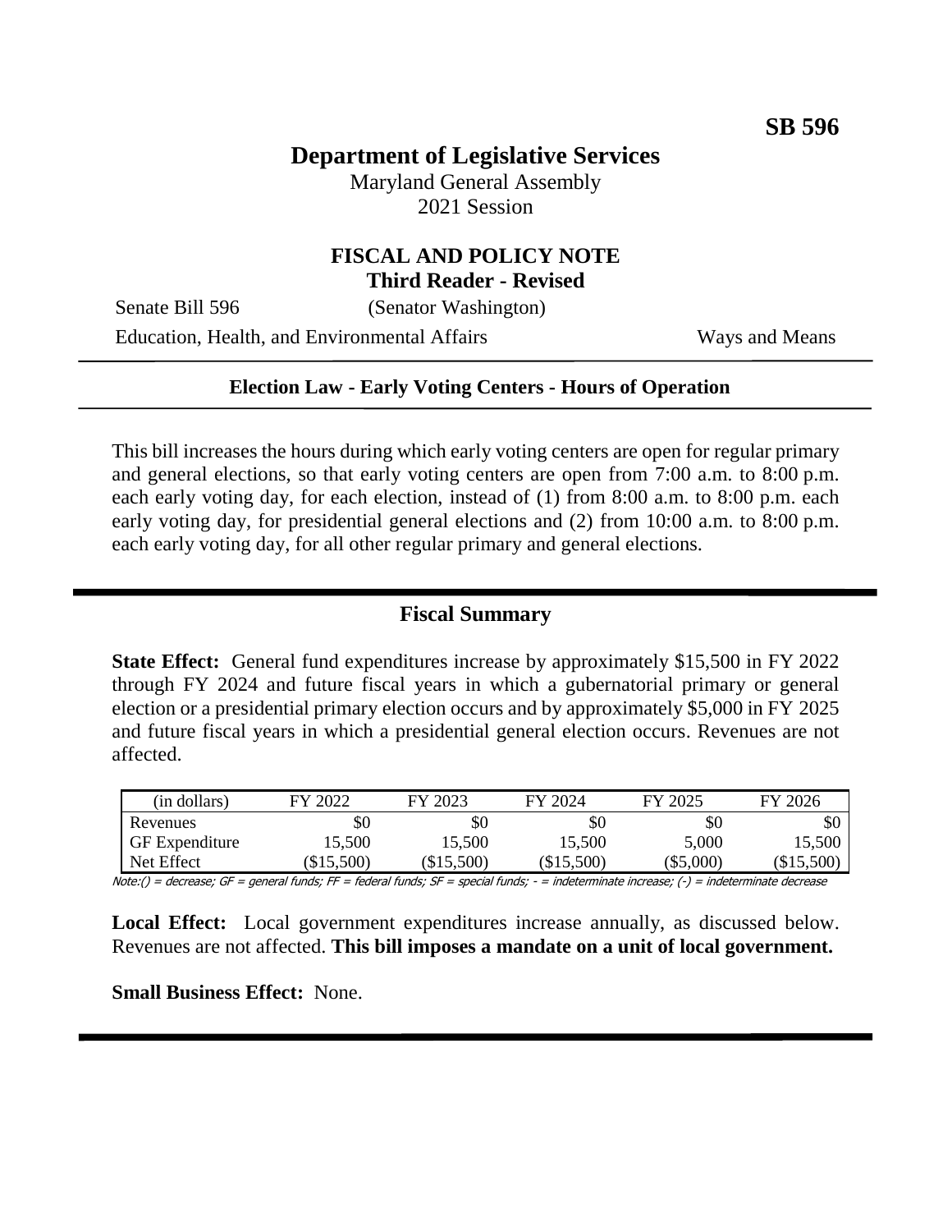**SB 596**

# Department of Legislative Services

Maryland General Assembly
2021 Session

## FISCAL AND POLICY NOTE
**Third Reader - Revised**

Senate Bill 596 (Senator Washington)

Education, Health, and Environmental Affairs Ways and Means

**Election Law - Early Voting Centers - Hours of Operation**

This bill increases the hours during which early voting centers are open for regular primary and general elections, so that early voting centers are open from 7:00 a.m. to 8:00 p.m. each early voting day, for each election, instead of (1) from 8:00 a.m. to 8:00 p.m. each early voting day, for presidential general elections and (2) from 10:00 a.m. to 8:00 p.m. each early voting day, for all other regular primary and general elections.

## Fiscal Summary

**State Effect:** General fund expenditures increase by approximately $15,500 in FY 2022 through FY 2024 and future fiscal years in which a gubernatorial primary or general election or a presidential primary election occurs and by approximately $5,000 in FY 2025 and future fiscal years in which a presidential general election occurs. Revenues are not affected.

| (in dollars) | FY 2022 | FY 2023 | FY 2024 | FY 2025 | FY 2026 |
|---|---|---|---|---|---|
| Revenues | $0 | $0 | $0 | $0 | $0 |
| GF Expenditure | 15,500 | 15,500 | 15,500 | 5,000 | 15,500 |
| Net Effect | ($15,500) | ($15,500) | ($15,500) | ($5,000) | ($15,500) |

Note:() = decrease; GF = general funds; FF = federal funds; SF = special funds; - = indeterminate increase; (-) = indeterminate decrease

**Local Effect:** Local government expenditures increase annually, as discussed below. Revenues are not affected. **This bill imposes a mandate on a unit of local government.**

**Small Business Effect:** None.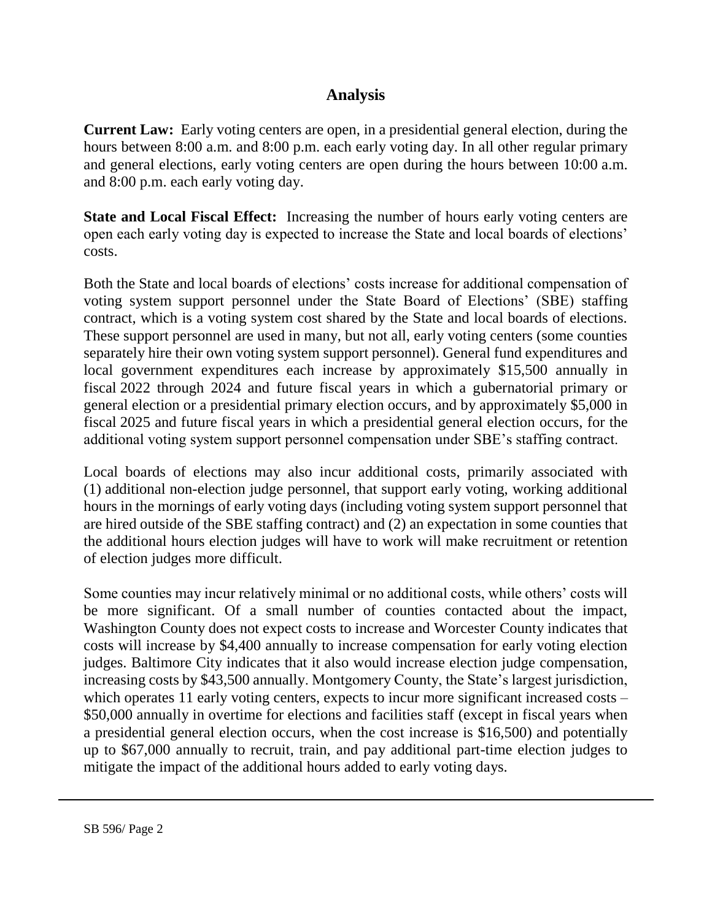## Analysis

**Current Law:** Early voting centers are open, in a presidential general election, during the hours between 8:00 a.m. and 8:00 p.m. each early voting day. In all other regular primary and general elections, early voting centers are open during the hours between 10:00 a.m. and 8:00 p.m. each early voting day.

**State and Local Fiscal Effect:** Increasing the number of hours early voting centers are open each early voting day is expected to increase the State and local boards of elections' costs.

Both the State and local boards of elections' costs increase for additional compensation of voting system support personnel under the State Board of Elections' (SBE) staffing contract, which is a voting system cost shared by the State and local boards of elections. These support personnel are used in many, but not all, early voting centers (some counties separately hire their own voting system support personnel). General fund expenditures and local government expenditures each increase by approximately $15,500 annually in fiscal 2022 through 2024 and future fiscal years in which a gubernatorial primary or general election or a presidential primary election occurs, and by approximately $5,000 in fiscal 2025 and future fiscal years in which a presidential general election occurs, for the additional voting system support personnel compensation under SBE's staffing contract.

Local boards of elections may also incur additional costs, primarily associated with (1) additional non-election judge personnel, that support early voting, working additional hours in the mornings of early voting days (including voting system support personnel that are hired outside of the SBE staffing contract) and (2) an expectation in some counties that the additional hours election judges will have to work will make recruitment or retention of election judges more difficult.

Some counties may incur relatively minimal or no additional costs, while others' costs will be more significant. Of a small number of counties contacted about the impact, Washington County does not expect costs to increase and Worcester County indicates that costs will increase by $4,400 annually to increase compensation for early voting election judges. Baltimore City indicates that it also would increase election judge compensation, increasing costs by $43,500 annually. Montgomery County, the State's largest jurisdiction, which operates 11 early voting centers, expects to incur more significant increased costs – $50,000 annually in overtime for elections and facilities staff (except in fiscal years when a presidential general election occurs, when the cost increase is $16,500) and potentially up to $67,000 annually to recruit, train, and pay additional part-time election judges to mitigate the impact of the additional hours added to early voting days.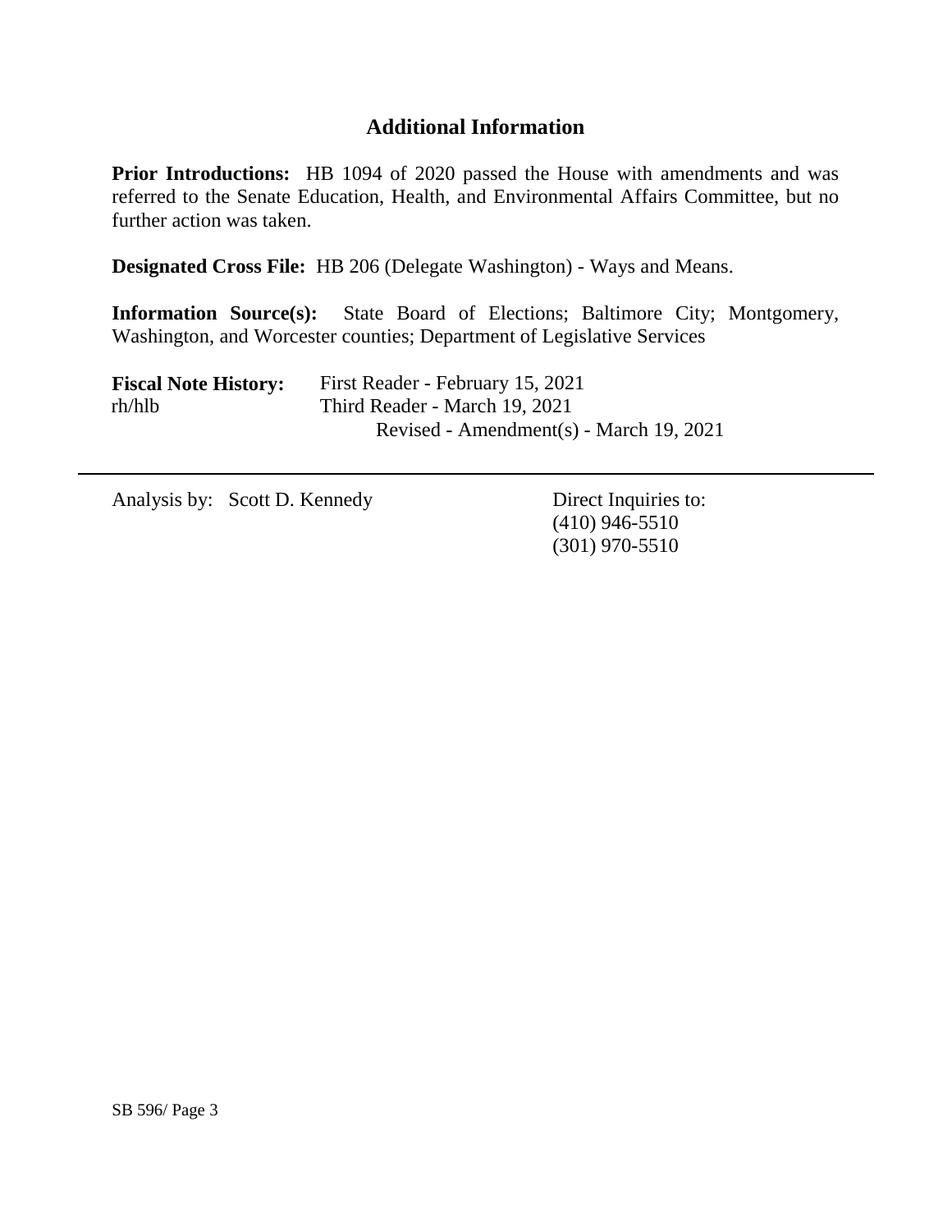## Additional Information

**Prior Introductions:** HB 1094 of 2020 passed the House with amendments and was referred to the Senate Education, Health, and Environmental Affairs Committee, but no further action was taken.

**Designated Cross File:** HB 206 (Delegate Washington) - Ways and Means.

**Information Source(s):** State Board of Elections; Baltimore City; Montgomery, Washington, and Worcester counties; Department of Legislative Services

**Fiscal Note History:** First Reader - February 15, 2021
rh/hlb Third Reader - March 19, 2021
Revised - Amendment(s) - March 19, 2021

---

Analysis by: Scott D. Kennedy

Direct Inquiries to:
(410) 946-5510
(301) 970-5510